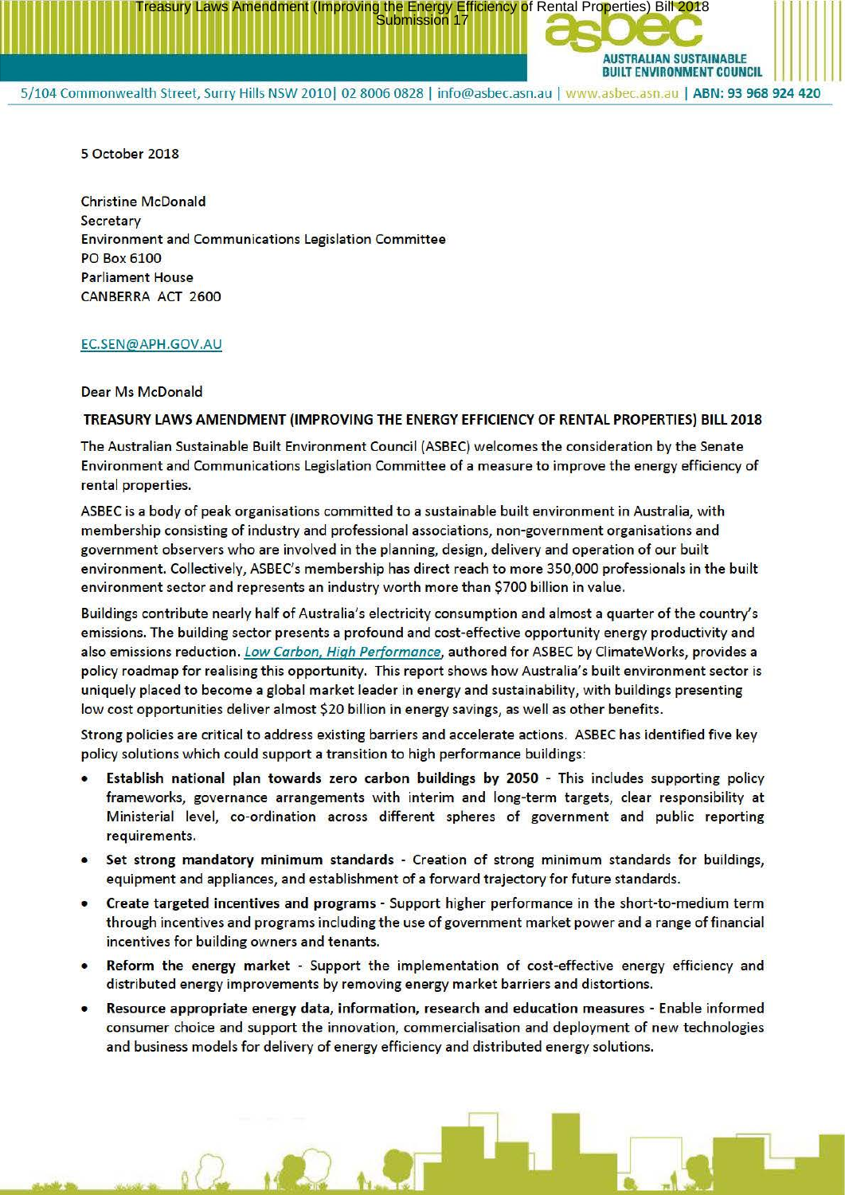5/104 Commonwealth Street, Surry Hills NSW 2010| 02 8006 0828 | info@asbec.asn.au | www.asbec.asn.au | ABN: 93 968 924 420

5 October 2018

Christine McDonald
Secretary
Environment and Communications Legislation Committee
PO Box 6100
Parliament House
CANBERRA ACT 2600

EC.SEN@APH.GOV.AU

Dear Ms McDonald

**TREASURY LAWS AMENDMENT (IMPROVING THE ENERGY EFFICIENCY OF RENTAL PROPERTIES) BILL 2018**

The Australian Sustainable Built Environment Council (ASBEC) welcomes the consideration by the Senate Environment and Communications Legislation Committee of a measure to improve the energy efficiency of rental properties.

ASBEC is a body of peak organisations committed to a sustainable built environment in Australia, with membership consisting of industry and professional associations, non-government organisations and government observers who are involved in the planning, design, delivery and operation of our built environment. Collectively, ASBEC's membership has direct reach to more 350,000 professionals in the built environment sector and represents an industry worth more than $700 billion in value.

Buildings contribute nearly half of Australia's electricity consumption and almost a quarter of the country's emissions. The building sector presents a profound and cost-effective opportunity energy productivity and also emissions reduction. *Low Carbon, High Performance*, authored for ASBEC by ClimateWorks, provides a policy roadmap for realising this opportunity. This report shows how Australia's built environment sector is uniquely placed to become a global market leader in energy and sustainability, with buildings presenting low cost opportunities deliver almost $20 billion in energy savings, as well as other benefits.

Strong policies are critical to address existing barriers and accelerate actions. ASBEC has identified five key policy solutions which could support a transition to high performance buildings:

- **Establish national plan towards zero carbon buildings by 2050** - This includes supporting policy frameworks, governance arrangements with interim and long-term targets, clear responsibility at Ministerial level, co-ordination across different spheres of government and public reporting requirements.
- **Set strong mandatory minimum standards** - Creation of strong minimum standards for buildings, equipment and appliances, and establishment of a forward trajectory for future standards.
- **Create targeted incentives and programs** - Support higher performance in the short-to-medium term through incentives and programs including the use of government market power and a range of financial incentives for building owners and tenants.
- **Reform the energy market** - Support the implementation of cost-effective energy efficiency and distributed energy improvements by removing energy market barriers and distortions.
- **Resource appropriate energy data, information, research and education measures** - Enable informed consumer choice and support the innovation, commercialisation and deployment of new technologies and business models for delivery of energy efficiency and distributed energy solutions.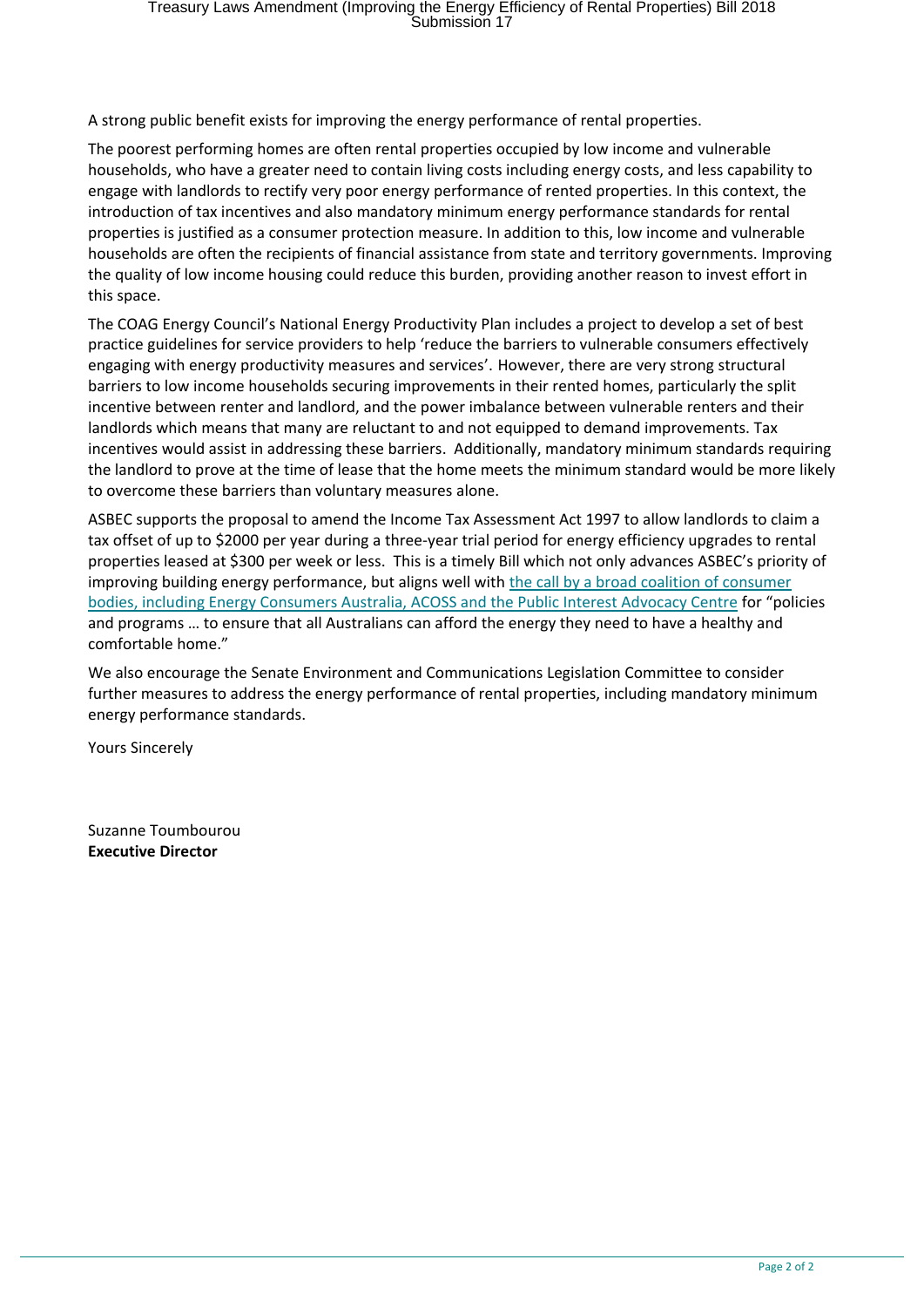A strong public benefit exists for improving the energy performance of rental properties.

The poorest performing homes are often rental properties occupied by low income and vulnerable households, who have a greater need to contain living costs including energy costs, and less capability to engage with landlords to rectify very poor energy performance of rented properties. In this context, the introduction of tax incentives and also mandatory minimum energy performance standards for rental properties is justified as a consumer protection measure. In addition to this, low income and vulnerable households are often the recipients of financial assistance from state and territory governments. Improving the quality of low income housing could reduce this burden, providing another reason to invest effort in this space.

The COAG Energy Council's National Energy Productivity Plan includes a project to develop a set of best practice guidelines for service providers to help 'reduce the barriers to vulnerable consumers effectively engaging with energy productivity measures and services'. However, there are very strong structural barriers to low income households securing improvements in their rented homes, particularly the split incentive between renter and landlord, and the power imbalance between vulnerable renters and their landlords which means that many are reluctant to and not equipped to demand improvements. Tax incentives would assist in addressing these barriers. Additionally, mandatory minimum standards requiring the landlord to prove at the time of lease that the home meets the minimum standard would be more likely to overcome these barriers than voluntary measures alone.

ASBEC supports the proposal to amend the Income Tax Assessment Act 1997 to allow landlords to claim a tax offset of up to $2000 per year during a three-year trial period for energy efficiency upgrades to rental properties leased at $300 per week or less. This is a timely Bill which not only advances ASBEC's priority of improving building energy performance, but aligns well with the call by a broad coalition of consumer bodies, including Energy Consumers Australia, ACOSS and the Public Interest Advocacy Centre for "policies and programs … to ensure that all Australians can afford the energy they need to have a healthy and comfortable home."

We also encourage the Senate Environment and Communications Legislation Committee to consider further measures to address the energy performance of rental properties, including mandatory minimum energy performance standards.

Yours Sincerely

Suzanne Toumbourou
**Executive Director**